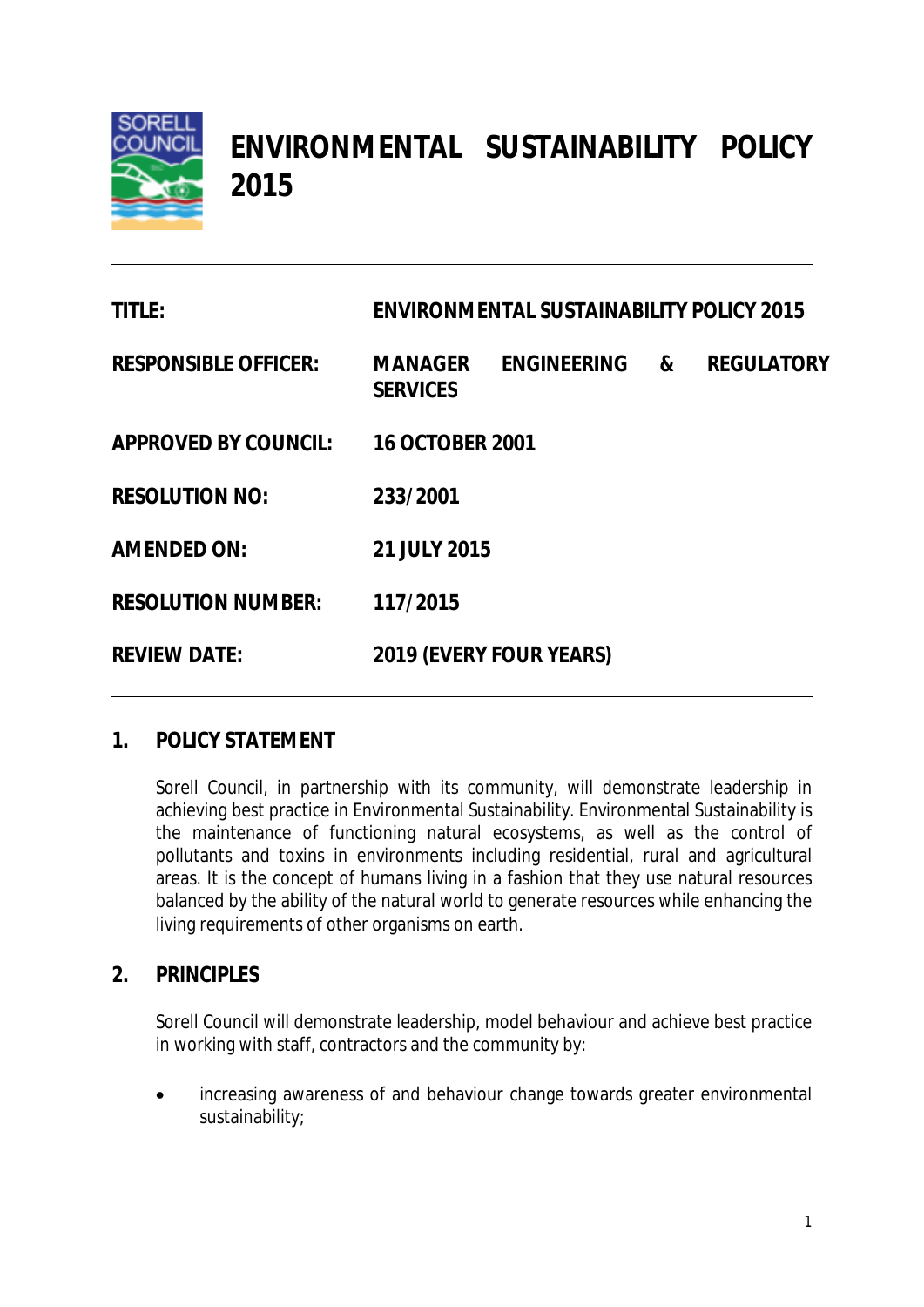# ENVIRONMENTAL SUSTAINABILITY POLICY 2015

| | |
|---|---|
| **TITLE:** | **ENVIRONMENTAL SUSTAINABILITY POLICY 2015** |
| **RESPONSIBLE OFFICER:** | **MANAGER ENGINEERING & REGULATORY SERVICES** |
| **APPROVED BY COUNCIL:** | **16 OCTOBER 2001** |
| **RESOLUTION NO:** | **233/2001** |
| **AMENDED ON:** | **21 JULY 2015** |
| **RESOLUTION NUMBER:** | **117/2015** |
| **REVIEW DATE:** | **2019 (EVERY FOUR YEARS)** |

## 1. POLICY STATEMENT

Sorell Council, in partnership with its community, will demonstrate leadership in achieving best practice in Environmental Sustainability. Environmental Sustainability is the maintenance of functioning natural ecosystems, as well as the control of pollutants and toxins in environments including residential, rural and agricultural areas. It is the concept of humans living in a fashion that they use natural resources balanced by the ability of the natural world to generate resources while enhancing the living requirements of other organisms on earth.

## 2. PRINCIPLES

Sorell Council will demonstrate leadership, model behaviour and achieve best practice in working with staff, contractors and the community by:

- increasing awareness of and behaviour change towards greater environmental sustainability;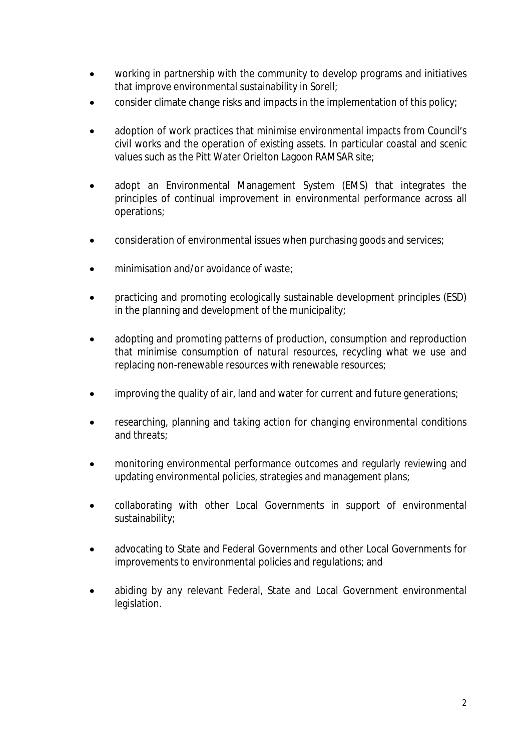- working in partnership with the community to develop programs and initiatives that improve environmental sustainability in Sorell;
- consider climate change risks and impacts in the implementation of this policy;
- adoption of work practices that minimise environmental impacts from Council's civil works and the operation of existing assets. In particular coastal and scenic values such as the Pitt Water Orielton Lagoon RAMSAR site;
- adopt an Environmental Management System (EMS) that integrates the principles of continual improvement in environmental performance across all operations;
- consideration of environmental issues when purchasing goods and services;
- minimisation and/or avoidance of waste;
- practicing and promoting ecologically sustainable development principles (ESD) in the planning and development of the municipality;
- adopting and promoting patterns of production, consumption and reproduction that minimise consumption of natural resources, recycling what we use and replacing non-renewable resources with renewable resources;
- improving the quality of air, land and water for current and future generations;
- researching, planning and taking action for changing environmental conditions and threats;
- monitoring environmental performance outcomes and regularly reviewing and updating environmental policies, strategies and management plans;
- collaborating with other Local Governments in support of environmental sustainability;
- advocating to State and Federal Governments and other Local Governments for improvements to environmental policies and regulations; and
- abiding by any relevant Federal, State and Local Government environmental legislation.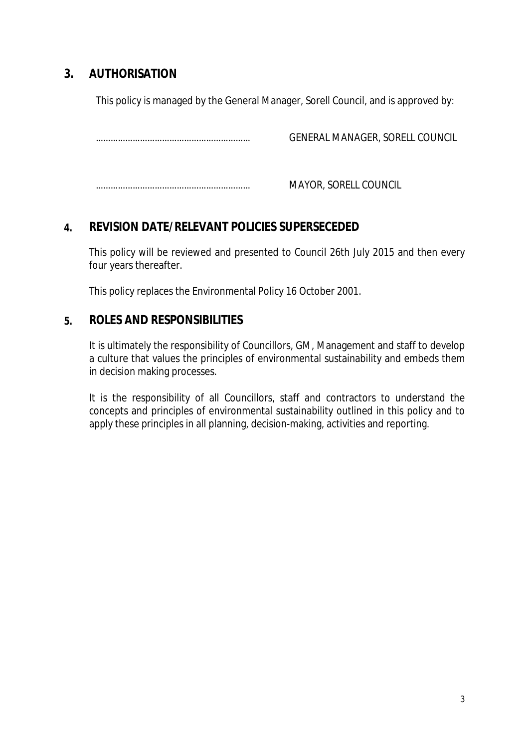## 3. AUTHORISATION

This policy is managed by the General Manager, Sorell Council, and is approved by:

| | |
|---|---|
| ……………………………………………………… | GENERAL MANAGER, SORELL COUNCIL |
| ……………………………………………………… | MAYOR, SORELL COUNCIL |

## 4. REVISION DATE/RELEVANT POLICIES SUPERSECEDED

This policy will be reviewed and presented to Council 26th July 2015 and then every four years thereafter.

This policy replaces the Environmental Policy 16 October 2001.

## 5. ROLES AND RESPONSIBILITIES

It is ultimately the responsibility of Councillors, GM, Management and staff to develop a culture that values the principles of environmental sustainability and embeds them in decision making processes.

It is the responsibility of all Councillors, staff and contractors to understand the concepts and principles of environmental sustainability outlined in this policy and to apply these principles in all planning, decision-making, activities and reporting.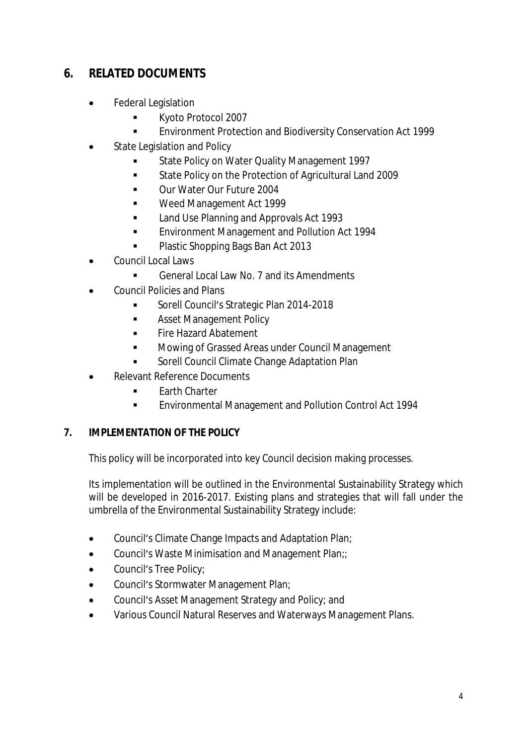## 6. RELATED DOCUMENTS

- Federal Legislation
  - Kyoto Protocol 2007
  - Environment Protection and Biodiversity Conservation Act 1999
- State Legislation and Policy
  - State Policy on Water Quality Management 1997
  - State Policy on the Protection of Agricultural Land 2009
  - Our Water Our Future 2004
  - Weed Management Act 1999
  - Land Use Planning and Approvals Act 1993
  - Environment Management and Pollution Act 1994
  - Plastic Shopping Bags Ban Act 2013
- Council Local Laws
  - General Local Law No. 7 and its Amendments
- Council Policies and Plans
  - Sorell Council's Strategic Plan 2014-2018
  - Asset Management Policy
  - Fire Hazard Abatement
  - Mowing of Grassed Areas under Council Management
  - Sorell Council Climate Change Adaptation Plan
- Relevant Reference Documents
  - Earth Charter
  - Environmental Management and Pollution Control Act 1994

### 7. IMPLEMENTATION OF THE POLICY

This policy will be incorporated into key Council decision making processes.

Its implementation will be outlined in the Environmental Sustainability Strategy which will be developed in 2016-2017. Existing plans and strategies that will fall under the umbrella of the Environmental Sustainability Strategy include:

- Council's Climate Change Impacts and Adaptation Plan;
- Council's Waste Minimisation and Management Plan;;
- Council's Tree Policy;
- Council's Stormwater Management Plan;
- Council's Asset Management Strategy and Policy; and
- Various Council Natural Reserves and Waterways Management Plans.